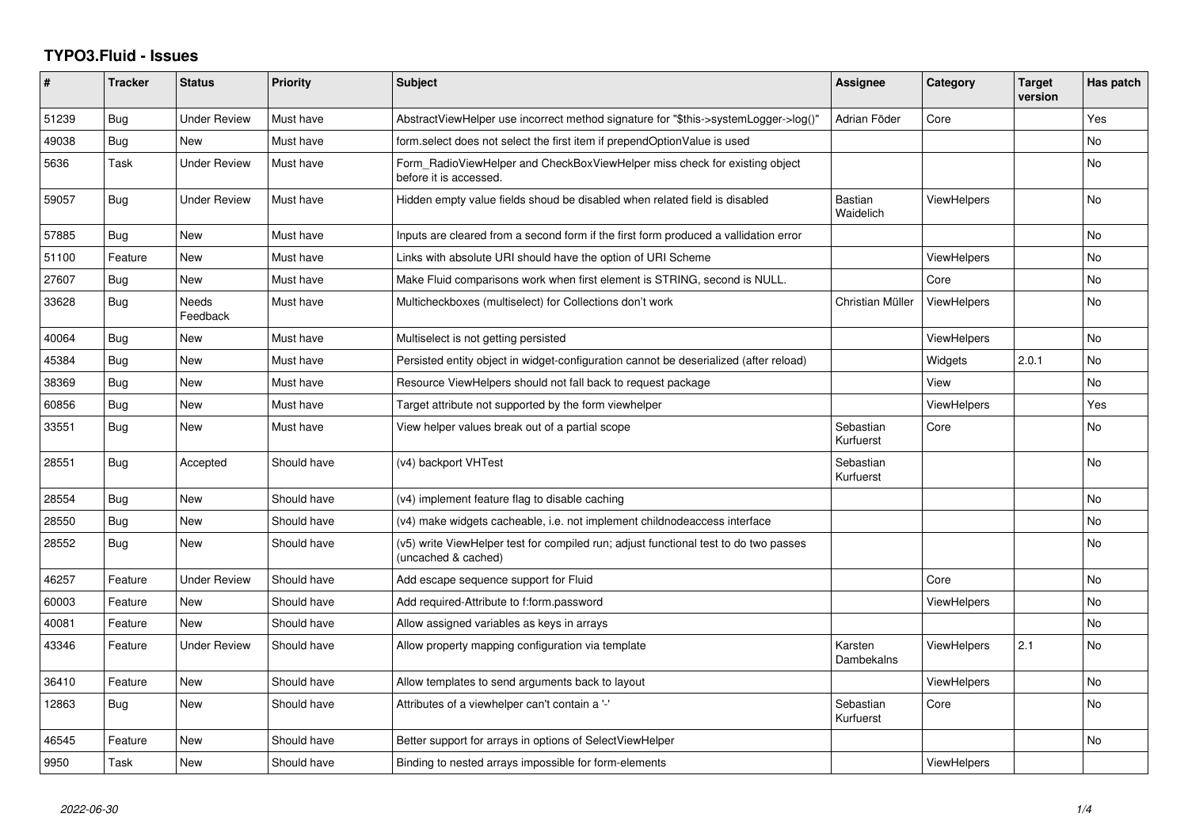# TYPO3.Fluid - Issues

| # | Tracker | Status | Priority | Subject | Assignee | Category | Target version | Has patch |
|---|---|---|---|---|---|---|---|---|
| 51239 | Bug | Under Review | Must have | AbstractViewHelper use incorrect method signature for "$this->systemLogger->log()" | Adrian Föder | Core | | Yes |
| 49038 | Bug | New | Must have | form.select does not select the first item if prependOptionValue is used | | | | No |
| 5636 | Task | Under Review | Must have | Form_RadioViewHelper and CheckBoxViewHelper miss check for existing object before it is accessed. | | | | No |
| 59057 | Bug | Under Review | Must have | Hidden empty value fields shoud be disabled when related field is disabled | Bastian Waidelich | ViewHelpers | | No |
| 57885 | Bug | New | Must have | Inputs are cleared from a second form if the first form produced a vallidation error | | | | No |
| 51100 | Feature | New | Must have | Links with absolute URI should have the option of URI Scheme | | ViewHelpers | | No |
| 27607 | Bug | New | Must have | Make Fluid comparisons work when first element is STRING, second is NULL. | | Core | | No |
| 33628 | Bug | Needs Feedback | Must have | Multicheckboxes (multiselect) for Collections don't work | Christian Müller | ViewHelpers | | No |
| 40064 | Bug | New | Must have | Multiselect is not getting persisted | | ViewHelpers | | No |
| 45384 | Bug | New | Must have | Persisted entity object in widget-configuration cannot be deserialized (after reload) | | Widgets | 2.0.1 | No |
| 38369 | Bug | New | Must have | Resource ViewHelpers should not fall back to request package | | View | | No |
| 60856 | Bug | New | Must have | Target attribute not supported by the form viewhelper | | ViewHelpers | | Yes |
| 33551 | Bug | New | Must have | View helper values break out of a partial scope | Sebastian Kurfuerst | Core | | No |
| 28551 | Bug | Accepted | Should have | (v4) backport VHTest | Sebastian Kurfuerst | | | No |
| 28554 | Bug | New | Should have | (v4) implement feature flag to disable caching | | | | No |
| 28550 | Bug | New | Should have | (v4) make widgets cacheable, i.e. not implement childnodeaccess interface | | | | No |
| 28552 | Bug | New | Should have | (v5) write ViewHelper test for compiled run; adjust functional test to do two passes (uncached & cached) | | | | No |
| 46257 | Feature | Under Review | Should have | Add escape sequence support for Fluid | | Core | | No |
| 60003 | Feature | New | Should have | Add required-Attribute to f:form.password | | ViewHelpers | | No |
| 40081 | Feature | New | Should have | Allow assigned variables as keys in arrays | | | | No |
| 43346 | Feature | Under Review | Should have | Allow property mapping configuration via template | Karsten Dambekalns | ViewHelpers | 2.1 | No |
| 36410 | Feature | New | Should have | Allow templates to send arguments back to layout | | ViewHelpers | | No |
| 12863 | Bug | New | Should have | Attributes of a viewhelper can't contain a '-' | Sebastian Kurfuerst | Core | | No |
| 46545 | Feature | New | Should have | Better support for arrays in options of SelectViewHelper | | | | No |
| 9950 | Task | New | Should have | Binding to nested arrays impossible for form-elements | | ViewHelpers | | |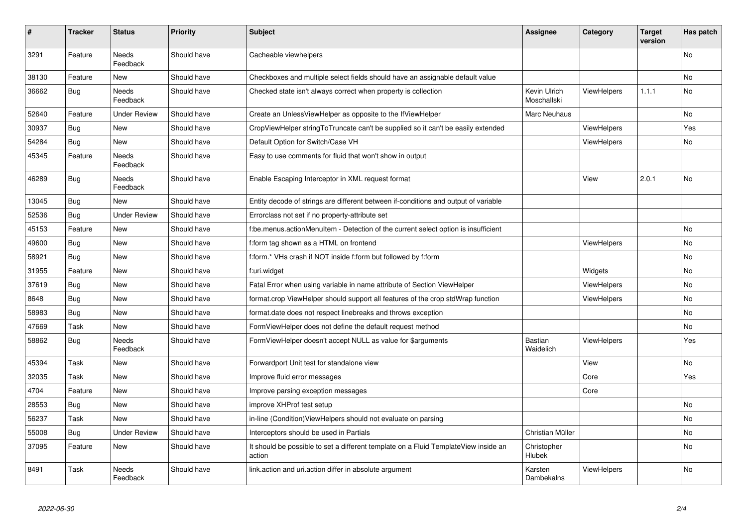| # | Tracker | Status | Priority | Subject | Assignee | Category | Target version | Has patch |
|---|---|---|---|---|---|---|---|---|
| 3291 | Feature | Needs Feedback | Should have | Cacheable viewhelpers | | | | No |
| 38130 | Feature | New | Should have | Checkboxes and multiple select fields should have an assignable default value | | | | No |
| 36662 | Bug | Needs Feedback | Should have | Checked state isn't always correct when property is collection | Kevin Ulrich Moschallski | ViewHelpers | 1.1.1 | No |
| 52640 | Feature | Under Review | Should have | Create an UnlessViewHelper as opposite to the IfViewHelper | Marc Neuhaus | | | No |
| 30937 | Bug | New | Should have | CropViewHelper stringToTruncate can't be supplied so it can't be easily extended | | ViewHelpers | | Yes |
| 54284 | Bug | New | Should have | Default Option for Switch/Case VH | | ViewHelpers | | No |
| 45345 | Feature | Needs Feedback | Should have | Easy to use comments for fluid that won't show in output | | | | |
| 46289 | Bug | Needs Feedback | Should have | Enable Escaping Interceptor in XML request format | | View | 2.0.1 | No |
| 13045 | Bug | New | Should have | Entity decode of strings are different between if-conditions and output of variable | | | | |
| 52536 | Bug | Under Review | Should have | Errorclass not set if no property-attribute set | | | | |
| 45153 | Feature | New | Should have | f:be.menus.actionMenuItem - Detection of the current select option is insufficient | | | | No |
| 49600 | Bug | New | Should have | f:form tag shown as a HTML on frontend | | ViewHelpers | | No |
| 58921 | Bug | New | Should have | f:form.* VHs crash if NOT inside f:form but followed by f:form | | | | No |
| 31955 | Feature | New | Should have | f:uri.widget | | Widgets | | No |
| 37619 | Bug | New | Should have | Fatal Error when using variable in name attribute of Section ViewHelper | | ViewHelpers | | No |
| 8648 | Bug | New | Should have | format.crop ViewHelper should support all features of the crop stdWrap function | | ViewHelpers | | No |
| 58983 | Bug | New | Should have | format.date does not respect linebreaks and throws exception | | | | No |
| 47669 | Task | New | Should have | FormViewHelper does not define the default request method | | | | No |
| 58862 | Bug | Needs Feedback | Should have | FormViewHelper doesn't accept NULL as value for $arguments | Bastian Waidelich | ViewHelpers | | Yes |
| 45394 | Task | New | Should have | Forwardport Unit test for standalone view | | View | | No |
| 32035 | Task | New | Should have | Improve fluid error messages | | Core | | Yes |
| 4704 | Feature | New | Should have | Improve parsing exception messages | | Core | | |
| 28553 | Bug | New | Should have | improve XHProf test setup | | | | No |
| 56237 | Task | New | Should have | in-line (Condition)ViewHelpers should not evaluate on parsing | | | | No |
| 55008 | Bug | Under Review | Should have | Interceptors should be used in Partials | Christian Müller | | | No |
| 37095 | Feature | New | Should have | It should be possible to set a different template on a Fluid TemplateView inside an action | Christopher Hlubek | | | No |
| 8491 | Task | Needs Feedback | Should have | link.action and uri.action differ in absolute argument | Karsten Dambekalns | ViewHelpers | | No |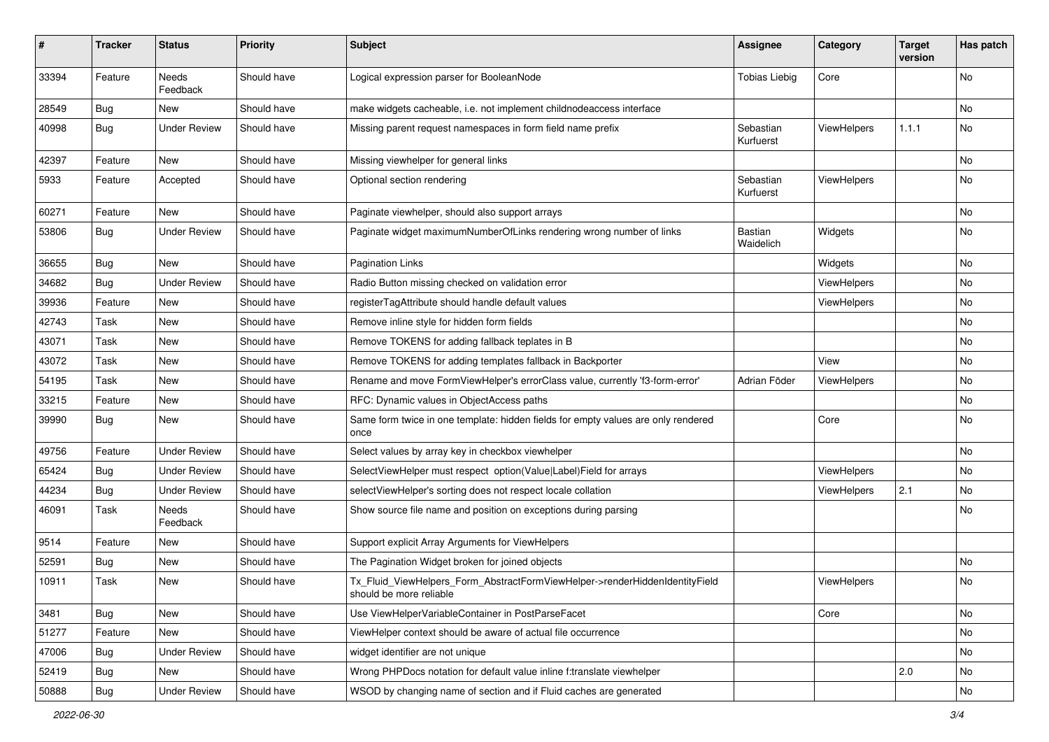| # | Tracker | Status | Priority | Subject | Assignee | Category | Target version | Has patch |
|---|---|---|---|---|---|---|---|---|
| 33394 | Feature | Needs Feedback | Should have | Logical expression parser for BooleanNode | Tobias Liebig | Core | | No |
| 28549 | Bug | New | Should have | make widgets cacheable, i.e. not implement childnodeaccess interface | | | | No |
| 40998 | Bug | Under Review | Should have | Missing parent request namespaces in form field name prefix | Sebastian Kurfuerst | ViewHelpers | 1.1.1 | No |
| 42397 | Feature | New | Should have | Missing viewhelper for general links | | | | No |
| 5933 | Feature | Accepted | Should have | Optional section rendering | Sebastian Kurfuerst | ViewHelpers | | No |
| 60271 | Feature | New | Should have | Paginate viewhelper, should also support arrays | | | | No |
| 53806 | Bug | Under Review | Should have | Paginate widget maximumNumberOfLinks rendering wrong number of links | Bastian Waidelich | Widgets | | No |
| 36655 | Bug | New | Should have | Pagination Links | | Widgets | | No |
| 34682 | Bug | Under Review | Should have | Radio Button missing checked on validation error | | ViewHelpers | | No |
| 39936 | Feature | New | Should have | registerTagAttribute should handle default values | | ViewHelpers | | No |
| 42743 | Task | New | Should have | Remove inline style for hidden form fields | | | | No |
| 43071 | Task | New | Should have | Remove TOKENS for adding fallback teplates in B | | | | No |
| 43072 | Task | New | Should have | Remove TOKENS for adding templates fallback in Backporter | | View | | No |
| 54195 | Task | New | Should have | Rename and move FormViewHelper's errorClass value, currently 'f3-form-error' | Adrian Föder | ViewHelpers | | No |
| 33215 | Feature | New | Should have | RFC: Dynamic values in ObjectAccess paths | | | | No |
| 39990 | Bug | New | Should have | Same form twice in one template: hidden fields for empty values are only rendered once | | Core | | No |
| 49756 | Feature | Under Review | Should have | Select values by array key in checkbox viewhelper | | | | No |
| 65424 | Bug | Under Review | Should have | SelectViewHelper must respect option(Value\|Label)Field for arrays | | ViewHelpers | | No |
| 44234 | Bug | Under Review | Should have | selectViewHelper's sorting does not respect locale collation | | ViewHelpers | 2.1 | No |
| 46091 | Task | Needs Feedback | Should have | Show source file name and position on exceptions during parsing | | | | No |
| 9514 | Feature | New | Should have | Support explicit Array Arguments for ViewHelpers | | | | |
| 52591 | Bug | New | Should have | The Pagination Widget broken for joined objects | | | | No |
| 10911 | Task | New | Should have | Tx_Fluid_ViewHelpers_Form_AbstractFormViewHelper->renderHiddenIdentityField should be more reliable | | ViewHelpers | | No |
| 3481 | Bug | New | Should have | Use ViewHelperVariableContainer in PostParseFacet | | Core | | No |
| 51277 | Feature | New | Should have | ViewHelper context should be aware of actual file occurrence | | | | No |
| 47006 | Bug | Under Review | Should have | widget identifier are not unique | | | | No |
| 52419 | Bug | New | Should have | Wrong PHPDocs notation for default value inline f:translate viewhelper | | | 2.0 | No |
| 50888 | Bug | Under Review | Should have | WSOD by changing name of section and if Fluid caches are generated | | | | No |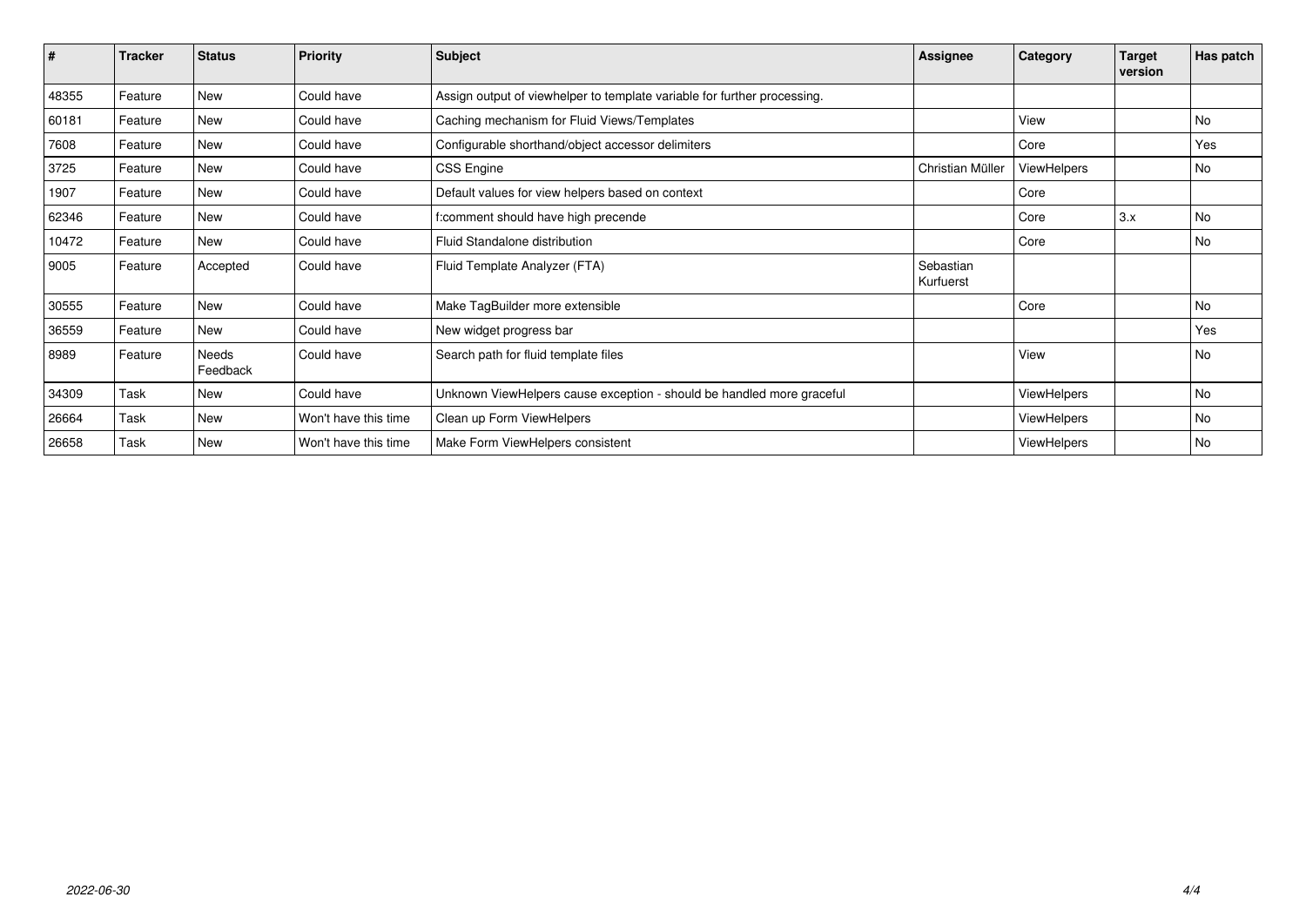| # | Tracker | Status | Priority | Subject | Assignee | Category | Target version | Has patch |
|---|---|---|---|---|---|---|---|---|
| 48355 | Feature | New | Could have | Assign output of viewhelper to template variable for further processing. | | | | |
| 60181 | Feature | New | Could have | Caching mechanism for Fluid Views/Templates | | View | | No |
| 7608 | Feature | New | Could have | Configurable shorthand/object accessor delimiters | | Core | | Yes |
| 3725 | Feature | New | Could have | CSS Engine | Christian Müller | ViewHelpers | | No |
| 1907 | Feature | New | Could have | Default values for view helpers based on context | | Core | | |
| 62346 | Feature | New | Could have | f:comment should have high precende | | Core | 3.x | No |
| 10472 | Feature | New | Could have | Fluid Standalone distribution | | Core | | No |
| 9005 | Feature | Accepted | Could have | Fluid Template Analyzer (FTA) | Sebastian Kurfuerst | | | |
| 30555 | Feature | New | Could have | Make TagBuilder more extensible | | Core | | No |
| 36559 | Feature | New | Could have | New widget progress bar | | | | Yes |
| 8989 | Feature | Needs Feedback | Could have | Search path for fluid template files | | View | | No |
| 34309 | Task | New | Could have | Unknown ViewHelpers cause exception - should be handled more graceful | | ViewHelpers | | No |
| 26664 | Task | New | Won't have this time | Clean up Form ViewHelpers | | ViewHelpers | | No |
| 26658 | Task | New | Won't have this time | Make Form ViewHelpers consistent | | ViewHelpers | | No |

2022-06-30